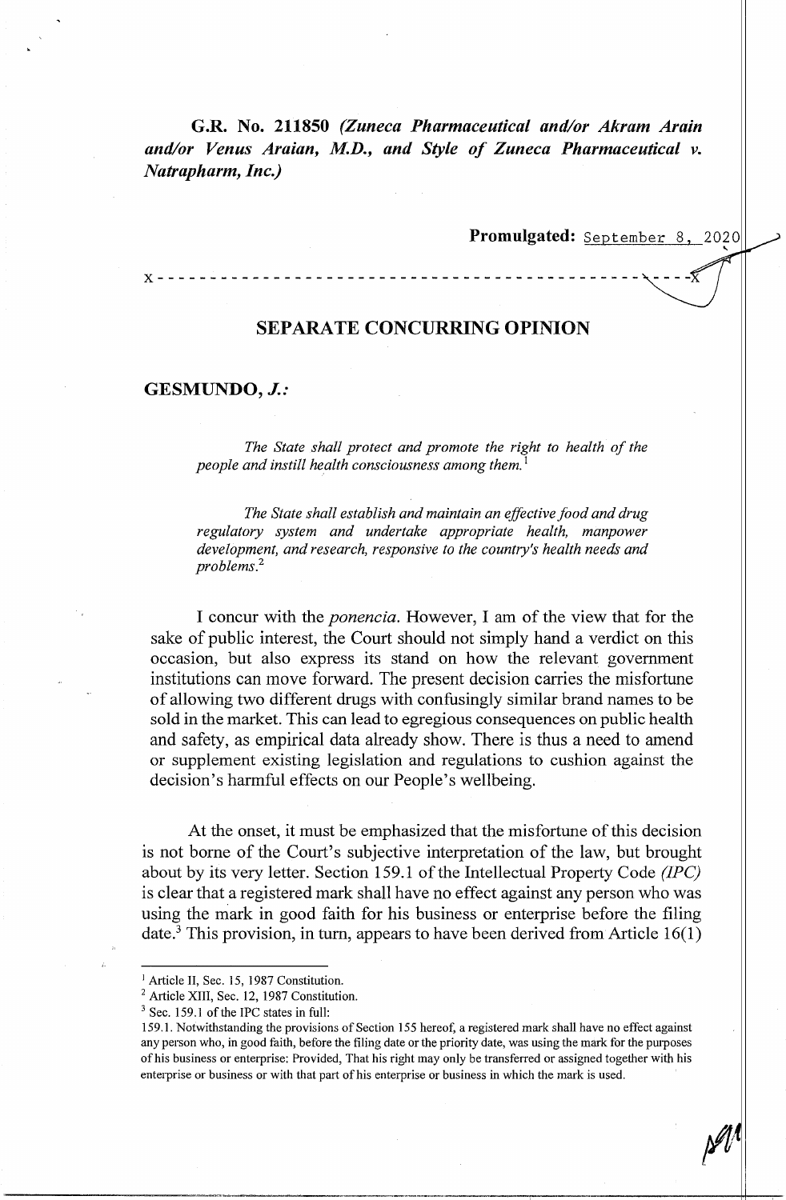**G.R. No. 211850** ***(Zuneca Pharmaceutical and/or Akram Arain and/or Venus Araian, M.D., and Style of Zuneca Pharmaceutical v. Natrapharm, Inc.)***

**Promulgated:** September 8, 2020

x - - - - - - - - - - - - - - - - - - - - - - - - - - - - - - - - - - - - - - - - - - - - - - x

## SEPARATE CONCURRING OPINION

**GESMUNDO, *J.*:**

> *The State shall protect and promote the right to health of the people and instill health consciousness among them.*[1]

> *The State shall establish and maintain an effective food and drug regulatory system and undertake appropriate health, manpower development, and research, responsive to the country's health needs and problems.*[2]

I concur with the *ponencia*. However, I am of the view that for the sake of public interest, the Court should not simply hand a verdict on this occasion, but also express its stand on how the relevant government institutions can move forward. The present decision carries the misfortune of allowing two different drugs with confusingly similar brand names to be sold in the market. This can lead to egregious consequences on public health and safety, as empirical data already show. There is thus a need to amend or supplement existing legislation and regulations to cushion against the decision's harmful effects on our People's wellbeing.

At the onset, it must be emphasized that the misfortune of this decision is not borne of the Court's subjective interpretation of the law, but brought about by its very letter. Section 159.1 of the Intellectual Property Code *(IPC)* is clear that a registered mark shall have no effect against any person who was using the mark in good faith for his business or enterprise before the filing date.[3] This provision, in turn, appears to have been derived from Article 16(1)

---

[1] Article II, Sec. 15, 1987 Constitution.

[2] Article XIII, Sec. 12, 1987 Constitution.

[3] Sec. 159.1 of the IPC states in full:

159.1. Notwithstanding the provisions of Section 155 hereof, a registered mark shall have no effect against any person who, in good faith, before the filing date or the priority date, was using the mark for the purposes of his business or enterprise: Provided, That his right may only be transferred or assigned together with his enterprise or business or with that part of his enterprise or business in which the mark is used.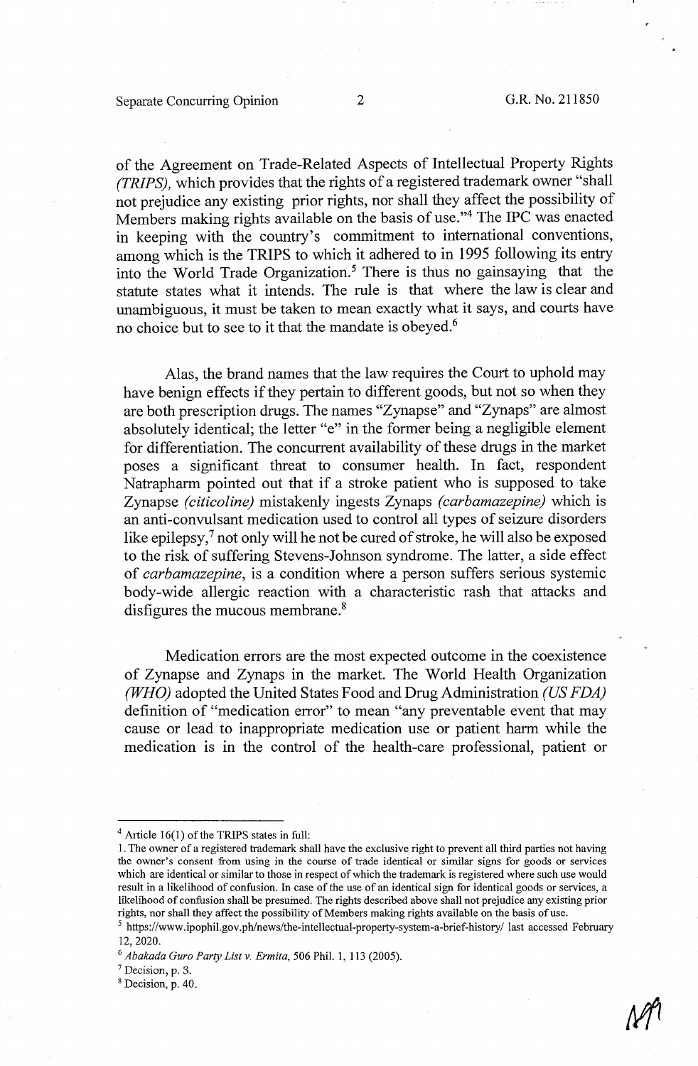of the Agreement on Trade-Related Aspects of Intellectual Property Rights *(TRIPS),* which provides that the rights of a registered trademark owner "shall not prejudice any existing prior rights, nor shall they affect the possibility of Members making rights available on the basis of use."[4] The IPC was enacted in keeping with the country's commitment to international conventions, among which is the TRIPS to which it adhered to in 1995 following its entry into the World Trade Organization.[5] There is thus no gainsaying that the statute states what it intends. The rule is that where the law is clear and unambiguous, it must be taken to mean exactly what it says, and courts have no choice but to see to it that the mandate is obeyed.[6]

Alas, the brand names that the law requires the Court to uphold may have benign effects if they pertain to different goods, but not so when they are both prescription drugs. The names "Zynapse" and "Zynaps" are almost absolutely identical; the letter "e" in the former being a negligible element for differentiation. The concurrent availability of these drugs in the market poses a significant threat to consumer health. In fact, respondent Natrapharm pointed out that if a stroke patient who is supposed to take Zynapse *(citicoline)* mistakenly ingests Zynaps *(carbamazepine)* which is an anti-convulsant medication used to control all types of seizure disorders like epilepsy,[7] not only will he not be cured of stroke, he will also be exposed to the risk of suffering Stevens-Johnson syndrome. The latter, a side effect of *carbamazepine*, is a condition where a person suffers serious systemic body-wide allergic reaction with a characteristic rash that attacks and disfigures the mucous membrane.[8]

Medication errors are the most expected outcome in the coexistence of Zynapse and Zynaps in the market. The World Health Organization *(WHO)* adopted the United States Food and Drug Administration *(US FDA)* definition of "medication error" to mean "any preventable event that may cause or lead to inappropriate medication use or patient harm while the medication is in the control of the health-care professional, patient or

---

[4] Article 16(1) of the TRIPS states in full:
1. The owner of a registered trademark shall have the exclusive right to prevent all third parties not having the owner's consent from using in the course of trade identical or similar signs for goods or services which are identical or similar to those in respect of which the trademark is registered where such use would result in a likelihood of confusion. In case of the use of an identical sign for identical goods or services, a likelihood of confusion shall be presumed. The rights described above shall not prejudice any existing prior rights, nor shall they affect the possibility of Members making rights available on the basis of use.

[5] https://www.ipophil.gov.ph/news/the-intellectual-property-system-a-brief-history/ last accessed February 12, 2020.

[6] *Abakada Guro Party List v. Ermita*, 506 Phil. 1, 113 (2005).

[7] Decision, p. 3.

[8] Decision, p. 40.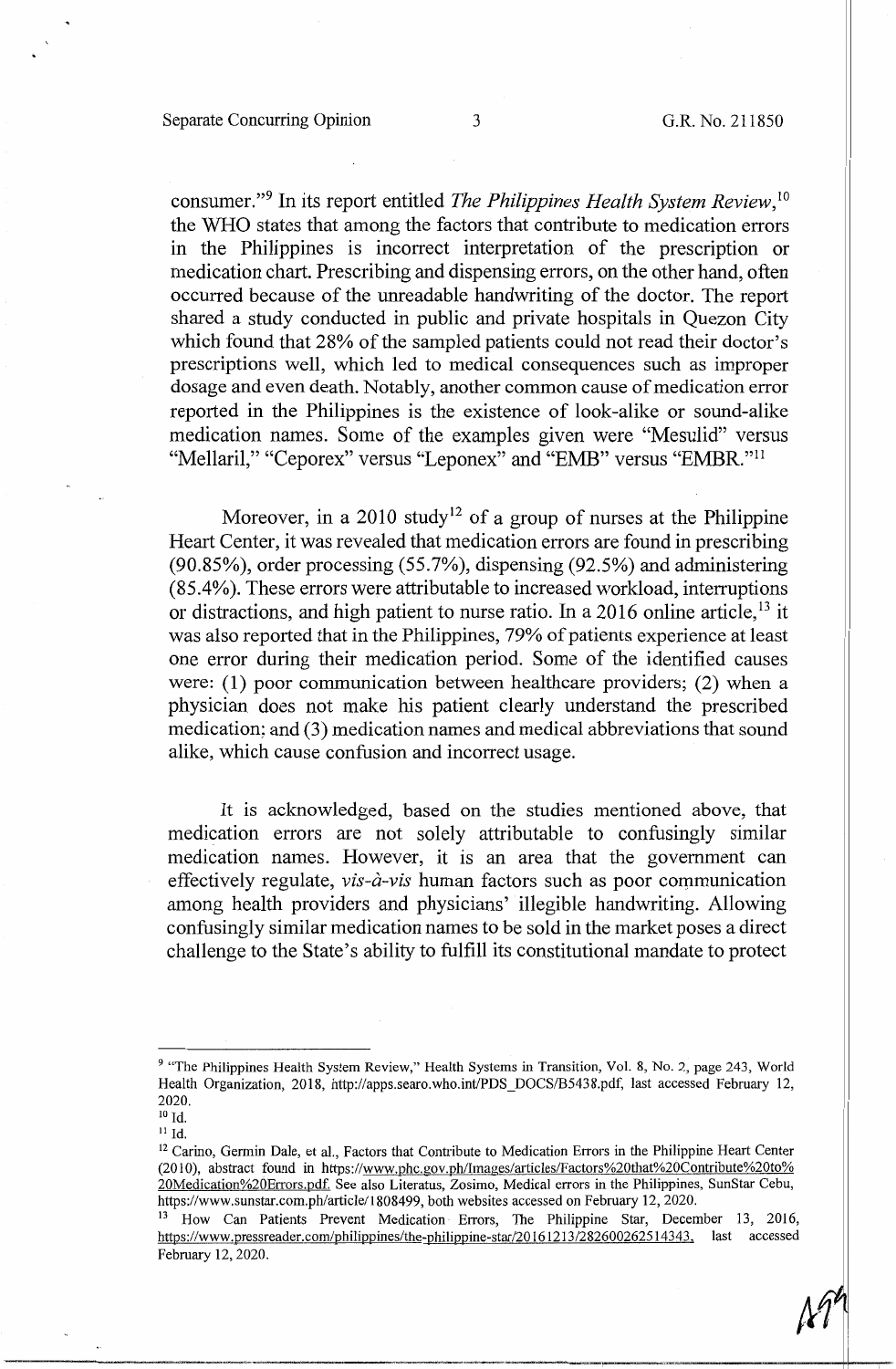consumer."[9] In its report entitled *The Philippines Health System Review*,[10] the WHO states that among the factors that contribute to medication errors in the Philippines is incorrect interpretation of the prescription or medication chart. Prescribing and dispensing errors, on the other hand, often occurred because of the unreadable handwriting of the doctor. The report shared a study conducted in public and private hospitals in Quezon City which found that 28% of the sampled patients could not read their doctor's prescriptions well, which led to medical consequences such as improper dosage and even death. Notably, another common cause of medication error reported in the Philippines is the existence of look-alike or sound-alike medication names. Some of the examples given were "Mesulid" versus "Mellaril," "Ceporex" versus "Leponex" and "EMB" versus "EMBR."[11]

Moreover, in a 2010 study[12] of a group of nurses at the Philippine Heart Center, it was revealed that medication errors are found in prescribing (90.85%), order processing (55.7%), dispensing (92.5%) and administering (85.4%). These errors were attributable to increased workload, interruptions or distractions, and high patient to nurse ratio. In a 2016 online article,[13] it was also reported that in the Philippines, 79% of patients experience at least one error during their medication period. Some of the identified causes were: (1) poor communication between healthcare providers; (2) when a physician does not make his patient clearly understand the prescribed medication; and (3) medication names and medical abbreviations that sound alike, which cause confusion and incorrect usage.

It is acknowledged, based on the studies mentioned above, that medication errors are not solely attributable to confusingly similar medication names. However, it is an area that the government can effectively regulate, *vis-à-vis* human factors such as poor communication among health providers and physicians' illegible handwriting. Allowing confusingly similar medication names to be sold in the market poses a direct challenge to the State's ability to fulfill its constitutional mandate to protect

---

[9] "The Philippines Health System Review," Health Systems in Transition, Vol. 8, No. 2, page 243, World Health Organization, 2018, http://apps.searo.who.int/PDS_DOCS/B5438.pdf, last accessed February 12, 2020.

[10] Id.

[11] Id.

[12] Carino, Germin Dale, et al., Factors that Contribute to Medication Errors in the Philippine Heart Center (2010), abstract found in https://www.phc.gov.ph/Images/articles/Factors%20that%20Contribute%20to%20Medication%20Errors.pdf. See also Literatus, Zosimo, Medical errors in the Philippines, SunStar Cebu, https://www.sunstar.com.ph/article/1808499, both websites accessed on February 12, 2020.

[13] How Can Patients Prevent Medication Errors, The Philippine Star, December 13, 2016, https://www.pressreader.com/philippines/the-philippine-star/20161213/282600262514343, last accessed February 12, 2020.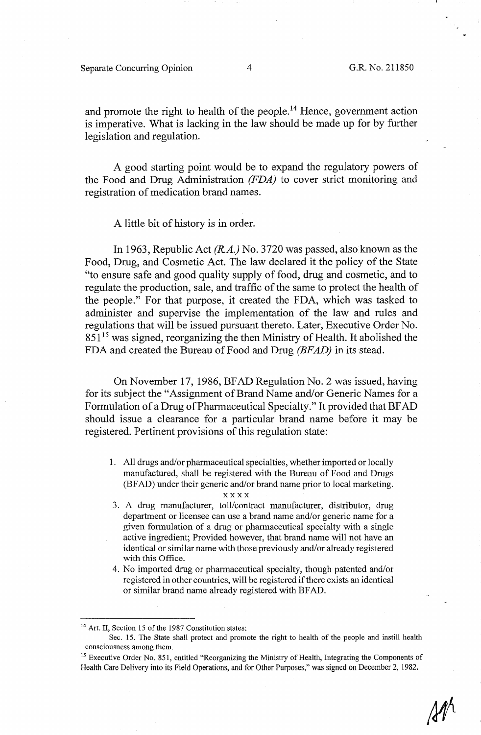and promote the right to health of the people.[14] Hence, government action is imperative. What is lacking in the law should be made up for by further legislation and regulation.

A good starting point would be to expand the regulatory powers of the Food and Drug Administration *(FDA)* to cover strict monitoring and registration of medication brand names.

A little bit of history is in order.

In 1963, Republic Act *(R.A.)* No. 3720 was passed, also known as the Food, Drug, and Cosmetic Act. The law declared it the policy of the State "to ensure safe and good quality supply of food, drug and cosmetic, and to regulate the production, sale, and traffic of the same to protect the health of the people." For that purpose, it created the FDA, which was tasked to administer and supervise the implementation of the law and rules and regulations that will be issued pursuant thereto. Later, Executive Order No. 851[15] was signed, reorganizing the then Ministry of Health. It abolished the FDA and created the Bureau of Food and Drug *(BFAD)* in its stead.

On November 17, 1986, BFAD Regulation No. 2 was issued, having for its subject the "Assignment of Brand Name and/or Generic Names for a Formulation of a Drug of Pharmaceutical Specialty." It provided that BFAD should issue a clearance for a particular brand name before it may be registered. Pertinent provisions of this regulation state:

> 1. All drugs and/or pharmaceutical specialties, whether imported or locally manufactured, shall be registered with the Bureau of Food and Drugs (BFAD) under their generic and/or brand name prior to local marketing.
>
> x x x x
>
> 3. A drug manufacturer, toll/contract manufacturer, distributor, drug department or licensee can use a brand name and/or generic name for a given formulation of a drug or pharmaceutical specialty with a single active ingredient; Provided however, that brand name will not have an identical or similar name with those previously and/or already registered with this Office.
> 4. No imported drug or pharmaceutical specialty, though patented and/or registered in other countries, will be registered if there exists an identical or similar brand name already registered with BFAD.

---

[14] Art. II, Section 15 of the 1987 Constitution states:
Sec. 15. The State shall protect and promote the right to health of the people and instill health consciousness among them.

[15] Executive Order No. 851, entitled "Reorganizing the Ministry of Health, Integrating the Components of Health Care Delivery into its Field Operations, and for Other Purposes," was signed on December 2, 1982.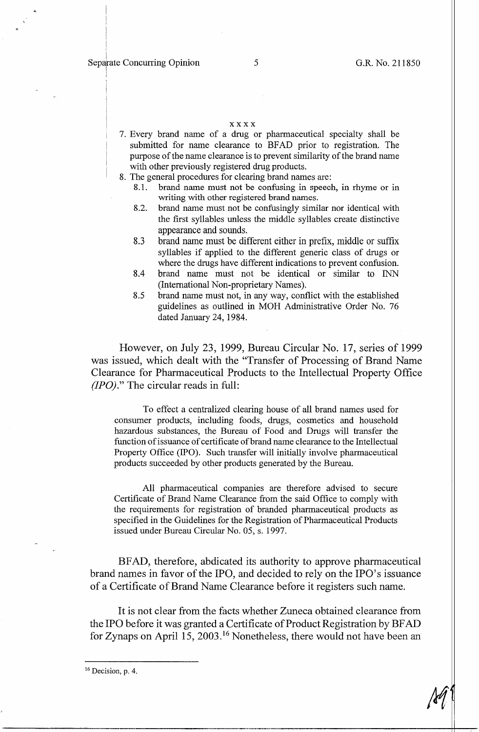x x x x

7. Every brand name of a drug or pharmaceutical specialty shall be submitted for name clearance to BFAD prior to registration. The purpose of the name clearance is to prevent similarity of the brand name with other previously registered drug products.
8. The general procedures for clearing brand names are:
   - 8.1. brand name must not be confusing in speech, in rhyme or in writing with other registered brand names.
   - 8.2. brand name must not be confusingly similar nor identical with the first syllables unless the middle syllables create distinctive appearance and sounds.
   - 8.3 brand name must be different either in prefix, middle or suffix syllables if applied to the different generic class of drugs or where the drugs have different indications to prevent confusion.
   - 8.4 brand name must not be identical or similar to INN (International Non-proprietary Names).
   - 8.5 brand name must not, in any way, conflict with the established guidelines as outlined in MOH Administrative Order No. 76 dated January 24, 1984.

However, on July 23, 1999, Bureau Circular No. 17, series of 1999 was issued, which dealt with the "Transfer of Processing of Brand Name Clearance for Pharmaceutical Products to the Intellectual Property Office *(IPO)*." The circular reads in full:

> To effect a centralized clearing house of all brand names used for consumer products, including foods, drugs, cosmetics and household hazardous substances, the Bureau of Food and Drugs will transfer the function of issuance of certificate of brand name clearance to the Intellectual Property Office (IPO). Such transfer will initially involve pharmaceutical products succeeded by other products generated by the Bureau.
>
> All pharmaceutical companies are therefore advised to secure Certificate of Brand Name Clearance from the said Office to comply with the requirements for registration of branded pharmaceutical products as specified in the Guidelines for the Registration of Pharmaceutical Products issued under Bureau Circular No. 05, s. 1997.

BFAD, therefore, abdicated its authority to approve pharmaceutical brand names in favor of the IPO, and decided to rely on the IPO's issuance of a Certificate of Brand Name Clearance before it registers such name.

It is not clear from the facts whether Zuneca obtained clearance from the IPO before it was granted a Certificate of Product Registration by BFAD for Zynaps on April 15, 2003.[16] Nonetheless, there would not have been an

---

[16] Decision, p. 4.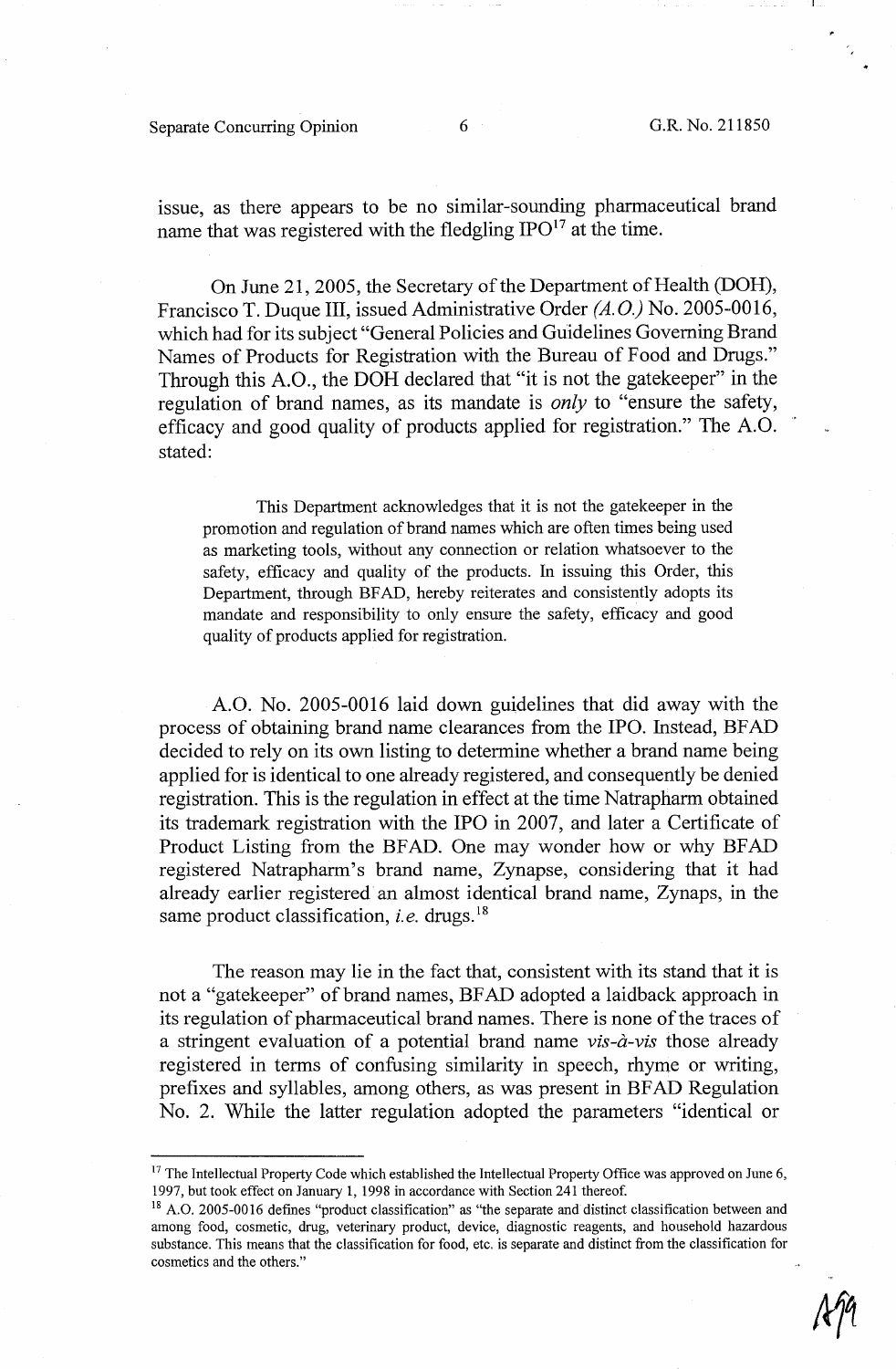issue, as there appears to be no similar-sounding pharmaceutical brand name that was registered with the fledgling IPO[17] at the time.

On June 21, 2005, the Secretary of the Department of Health (DOH), Francisco T. Duque III, issued Administrative Order *(A.O.)* No. 2005-0016, which had for its subject "General Policies and Guidelines Governing Brand Names of Products for Registration with the Bureau of Food and Drugs." Through this A.O., the DOH declared that "it is not the gatekeeper" in the regulation of brand names, as its mandate is *only* to "ensure the safety, efficacy and good quality of products applied for registration." The A.O. stated:

> This Department acknowledges that it is not the gatekeeper in the promotion and regulation of brand names which are often times being used as marketing tools, without any connection or relation whatsoever to the safety, efficacy and quality of the products. In issuing this Order, this Department, through BFAD, hereby reiterates and consistently adopts its mandate and responsibility to only ensure the safety, efficacy and good quality of products applied for registration.

A.O. No. 2005-0016 laid down guidelines that did away with the process of obtaining brand name clearances from the IPO. Instead, BFAD decided to rely on its own listing to determine whether a brand name being applied for is identical to one already registered, and consequently be denied registration. This is the regulation in effect at the time Natrapharm obtained its trademark registration with the IPO in 2007, and later a Certificate of Product Listing from the BFAD. One may wonder how or why BFAD registered Natrapharm's brand name, Zynapse, considering that it had already earlier registered an almost identical brand name, Zynaps, in the same product classification, *i.e.* drugs.[18]

The reason may lie in the fact that, consistent with its stand that it is not a "gatekeeper" of brand names, BFAD adopted a laidback approach in its regulation of pharmaceutical brand names. There is none of the traces of a stringent evaluation of a potential brand name *vis-à-vis* those already registered in terms of confusing similarity in speech, rhyme or writing, prefixes and syllables, among others, as was present in BFAD Regulation No. 2. While the latter regulation adopted the parameters "identical or

---

[17] The Intellectual Property Code which established the Intellectual Property Office was approved on June 6, 1997, but took effect on January 1, 1998 in accordance with Section 241 thereof.

[18] A.O. 2005-0016 defines "product classification" as "the separate and distinct classification between and among food, cosmetic, drug, veterinary product, device, diagnostic reagents, and household hazardous substance. This means that the classification for food, etc. is separate and distinct from the classification for cosmetics and the others."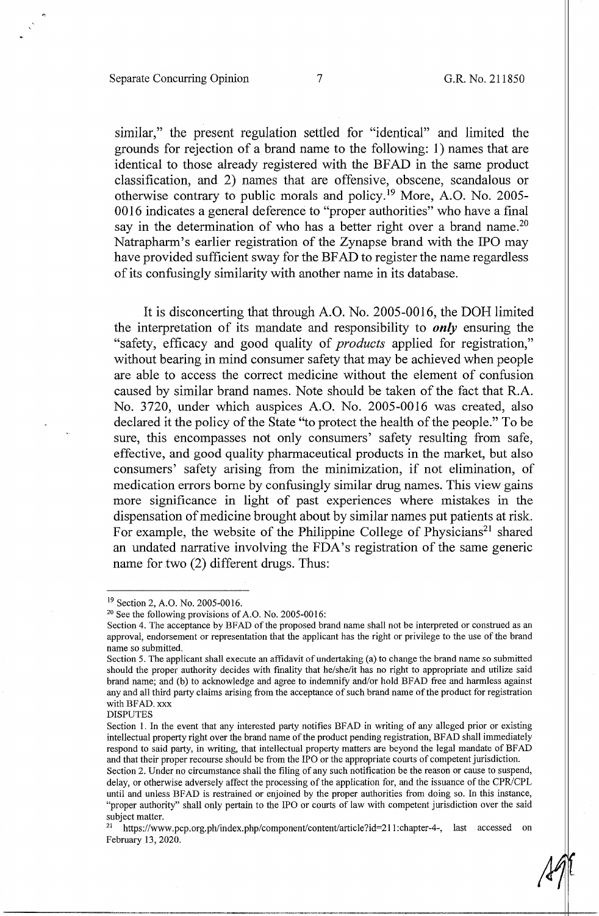similar," the present regulation settled for "identical" and limited the grounds for rejection of a brand name to the following: 1) names that are identical to those already registered with the BFAD in the same product classification, and 2) names that are offensive, obscene, scandalous or otherwise contrary to public morals and policy.[19] More, A.O. No. 2005-0016 indicates a general deference to "proper authorities" who have a final say in the determination of who has a better right over a brand name.[20] Natrapharm's earlier registration of the Zynapse brand with the IPO may have provided sufficient sway for the BFAD to register the name regardless of its confusingly similarity with another name in its database.

It is disconcerting that through A.O. No. 2005-0016, the DOH limited the interpretation of its mandate and responsibility to ***only*** ensuring the "safety, efficacy and good quality of *products* applied for registration," without bearing in mind consumer safety that may be achieved when people are able to access the correct medicine without the element of confusion caused by similar brand names. Note should be taken of the fact that R.A. No. 3720, under which auspices A.O. No. 2005-0016 was created, also declared it the policy of the State "to protect the health of the people." To be sure, this encompasses not only consumers' safety resulting from safe, effective, and good quality pharmaceutical products in the market, but also consumers' safety arising from the minimization, if not elimination, of medication errors borne by confusingly similar drug names. This view gains more significance in light of past experiences where mistakes in the dispensation of medicine brought about by similar names put patients at risk. For example, the website of the Philippine College of Physicians[21] shared an undated narrative involving the FDA's registration of the same generic name for two (2) different drugs. Thus:

---

[19] Section 2, A.O. No. 2005-0016.

[20] See the following provisions of A.O. No. 2005-0016:

Section 4. The acceptance by BFAD of the proposed brand name shall not be interpreted or construed as an approval, endorsement or representation that the applicant has the right or privilege to the use of the brand name so submitted.

Section 5. The applicant shall execute an affidavit of undertaking (a) to change the brand name so submitted should the proper authority decides with finality that he/she/it has no right to appropriate and utilize said brand name; and (b) to acknowledge and agree to indemnify and/or hold BFAD free and harmless against any and all third party claims arising from the acceptance of such brand name of the product for registration with BFAD. xxx

DISPUTES

Section 1. In the event that any interested party notifies BFAD in writing of any alleged prior or existing intellectual property right over the brand name of the product pending registration, BFAD shall immediately respond to said party, in writing, that intellectual property matters are beyond the legal mandate of BFAD and that their proper recourse should be from the IPO or the appropriate courts of competent jurisdiction.

Section 2. Under no circumstance shall the filing of any such notification be the reason or cause to suspend, delay, or otherwise adversely affect the processing of the application for, and the issuance of the CPR/CPL until and unless BFAD is restrained or enjoined by the proper authorities from doing so. In this instance, "proper authority" shall only pertain to the IPO or courts of law with competent jurisdiction over the said subject matter.

[21] https://www.pcp.org.ph/index.php/component/content/article?id=211:chapter-4-, last accessed on February 13, 2020.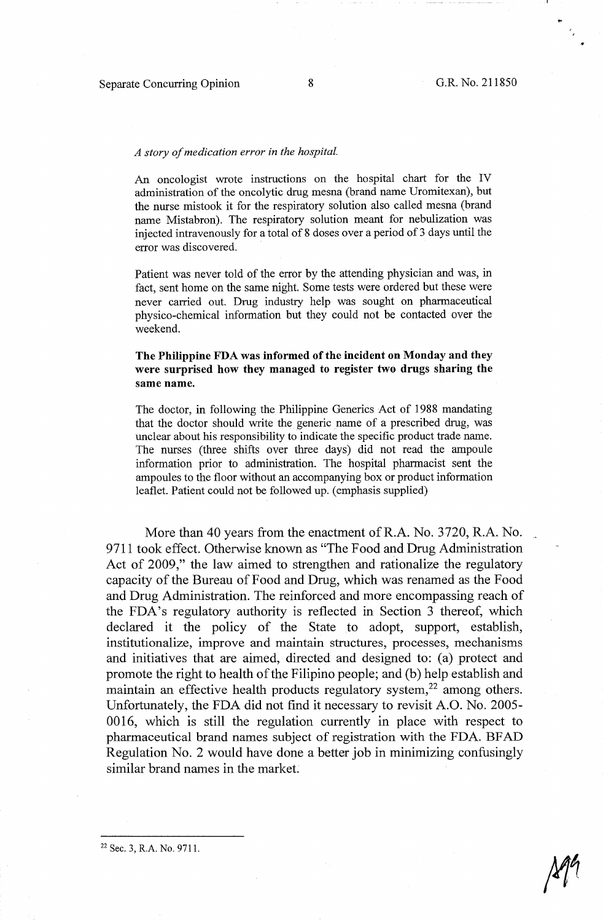*A story of medication error in the hospital.*

An oncologist wrote instructions on the hospital chart for the IV administration of the oncolytic drug mesna (brand name Uromitexan), but the nurse mistook it for the respiratory solution also called mesna (brand name Mistabron). The respiratory solution meant for nebulization was injected intravenously for a total of 8 doses over a period of 3 days until the error was discovered.

Patient was never told of the error by the attending physician and was, in fact, sent home on the same night. Some tests were ordered but these were never carried out. Drug industry help was sought on pharmaceutical physico-chemical information but they could not be contacted over the weekend.

**The Philippine FDA was informed of the incident on Monday and they were surprised how they managed to register two drugs sharing the same name.**

The doctor, in following the Philippine Generics Act of 1988 mandating that the doctor should write the generic name of a prescribed drug, was unclear about his responsibility to indicate the specific product trade name. The nurses (three shifts over three days) did not read the ampoule information prior to administration. The hospital pharmacist sent the ampoules to the floor without an accompanying box or product information leaflet. Patient could not be followed up. (emphasis supplied)

More than 40 years from the enactment of R.A. No. 3720, R.A. No. 9711 took effect. Otherwise known as "The Food and Drug Administration Act of 2009," the law aimed to strengthen and rationalize the regulatory capacity of the Bureau of Food and Drug, which was renamed as the Food and Drug Administration. The reinforced and more encompassing reach of the FDA's regulatory authority is reflected in Section 3 thereof, which declared it the policy of the State to adopt, support, establish, institutionalize, improve and maintain structures, processes, mechanisms and initiatives that are aimed, directed and designed to: (a) protect and promote the right to health of the Filipino people; and (b) help establish and maintain an effective health products regulatory system,[22] among others. Unfortunately, the FDA did not find it necessary to revisit A.O. No. 2005-0016, which is still the regulation currently in place with respect to pharmaceutical brand names subject of registration with the FDA. BFAD Regulation No. 2 would have done a better job in minimizing confusingly similar brand names in the market.

---

[22] Sec. 3, R.A. No. 9711.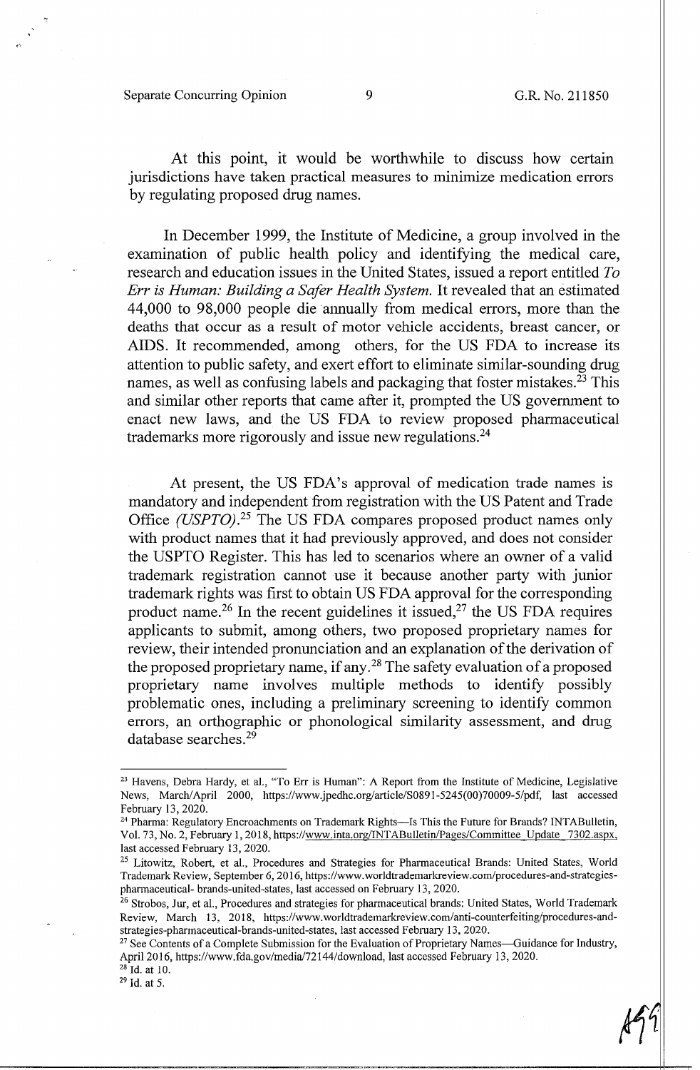At this point, it would be worthwhile to discuss how certain jurisdictions have taken practical measures to minimize medication errors by regulating proposed drug names.

In December 1999, the Institute of Medicine, a group involved in the examination of public health policy and identifying the medical care, research and education issues in the United States, issued a report entitled *To Err is Human: Building a Safer Health System.* It revealed that an estimated 44,000 to 98,000 people die annually from medical errors, more than the deaths that occur as a result of motor vehicle accidents, breast cancer, or AIDS. It recommended, among others, for the US FDA to increase its attention to public safety, and exert effort to eliminate similar-sounding drug names, as well as confusing labels and packaging that foster mistakes.[23] This and similar other reports that came after it, prompted the US government to enact new laws, and the US FDA to review proposed pharmaceutical trademarks more rigorously and issue new regulations.[24]

At present, the US FDA's approval of medication trade names is mandatory and independent from registration with the US Patent and Trade Office *(USPTO)*.[25] The US FDA compares proposed product names only with product names that it had previously approved, and does not consider the USPTO Register. This has led to scenarios where an owner of a valid trademark registration cannot use it because another party with junior trademark rights was first to obtain US FDA approval for the corresponding product name.[26] In the recent guidelines it issued,[27] the US FDA requires applicants to submit, among others, two proposed proprietary names for review, their intended pronunciation and an explanation of the derivation of the proposed proprietary name, if any.[28] The safety evaluation of a proposed proprietary name involves multiple methods to identify possibly problematic ones, including a preliminary screening to identify common errors, an orthographic or phonological similarity assessment, and drug database searches.[29]

---

[23] Havens, Debra Hardy, et al., "To Err is Human": A Report from the Institute of Medicine, Legislative News, March/April 2000, https://www.jpedhc.org/article/S0891-5245(00)70009-5/pdf, last accessed February 13, 2020.

[24] Pharma: Regulatory Encroachments on Trademark Rights—Is This the Future for Brands? INTABulletin, Vol. 73, No. 2, February 1, 2018, https://www.inta.org/INTABulletin/Pages/Committee_Update_7302.aspx, last accessed February 13, 2020.

[25] Litowitz, Robert, et al., Procedures and Strategies for Pharmaceutical Brands: United States, World Trademark Review, September 6, 2016, https://www.worldtrademarkreview.com/procedures-and-strategies-pharmaceutical- brands-united-states, last accessed on February 13, 2020.

[26] Strobos, Jur, et al., Procedures and strategies for pharmaceutical brands: United States, World Trademark Review, March 13, 2018, https://www.worldtrademarkreview.com/anti-counterfeiting/procedures-and-strategies-pharmaceutical-brands-united-states, last accessed February 13, 2020.

[27] See Contents of a Complete Submission for the Evaluation of Proprietary Names—Guidance for Industry, April 2016, https://www.fda.gov/media/72144/download, last accessed February 13, 2020.

[28] Id. at 10.

[29] Id. at 5.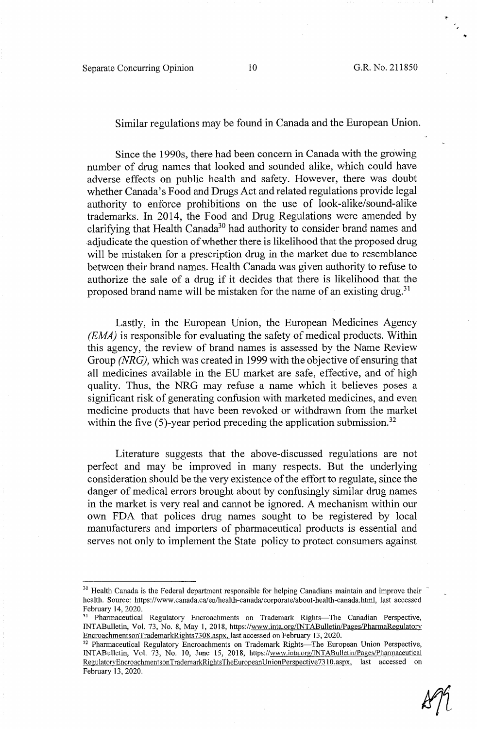Similar regulations may be found in Canada and the European Union.

Since the 1990s, there had been concern in Canada with the growing number of drug names that looked and sounded alike, which could have adverse effects on public health and safety. However, there was doubt whether Canada's Food and Drugs Act and related regulations provide legal authority to enforce prohibitions on the use of look-alike/sound-alike trademarks. In 2014, the Food and Drug Regulations were amended by clarifying that Health Canada[30] had authority to consider brand names and adjudicate the question of whether there is likelihood that the proposed drug will be mistaken for a prescription drug in the market due to resemblance between their brand names. Health Canada was given authority to refuse to authorize the sale of a drug if it decides that there is likelihood that the proposed brand name will be mistaken for the name of an existing drug.[31]

Lastly, in the European Union, the European Medicines Agency *(EMA)* is responsible for evaluating the safety of medical products. Within this agency, the review of brand names is assessed by the Name Review Group *(NRG),* which was created in 1999 with the objective of ensuring that all medicines available in the EU market are safe, effective, and of high quality. Thus, the NRG may refuse a name which it believes poses a significant risk of generating confusion with marketed medicines, and even medicine products that have been revoked or withdrawn from the market within the five (5)-year period preceding the application submission.[32]

Literature suggests that the above-discussed regulations are not perfect and may be improved in many respects. But the underlying consideration should be the very existence of the effort to regulate, since the danger of medical errors brought about by confusingly similar drug names in the market is very real and cannot be ignored. A mechanism within our own FDA that polices drug names sought to be registered by local manufacturers and importers of pharmaceutical products is essential and serves not only to implement the State policy to protect consumers against

---

[30] Health Canada is the Federal department responsible for helping Canadians maintain and improve their health. Source: https://www.canada.ca/en/health-canada/corporate/about-health-canada.html, last accessed February 14, 2020.

[31] Pharmaceutical Regulatory Encroachments on Trademark Rights—The Canadian Perspective, INTABulletin, Vol. 73, No. 8, May 1, 2018, https://www.inta.org/INTABulletin/Pages/PharmaRegulatoryEncroachmentsonTrademarkRights7308.aspx, last accessed on February 13, 2020.

[32] Pharmaceutical Regulatory Encroachments on Trademark Rights—The European Union Perspective, INTABulletin, Vol. 73, No. 10, June 15, 2018, https://www.inta.org/INTABulletin/Pages/PharmaceuticalRegulatoryEncroachmentsonTrademarkRightsTheEuropeanUnionPerspective7310.aspx, last accessed on February 13, 2020.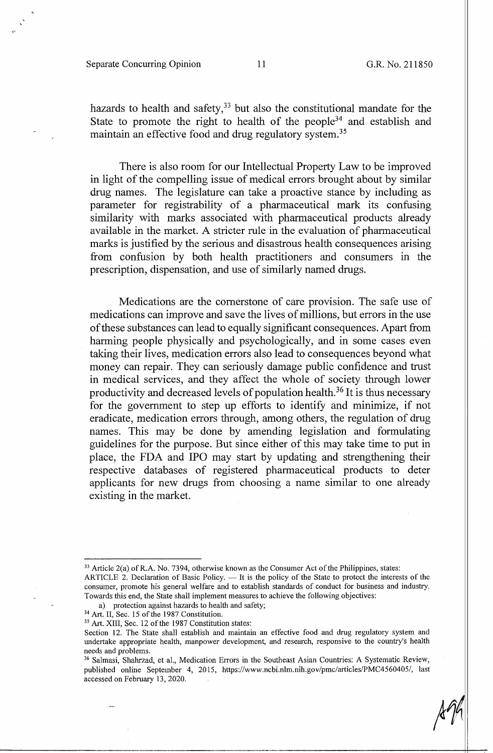hazards to health and safety,[33] but also the constitutional mandate for the State to promote the right to health of the people[34] and establish and maintain an effective food and drug regulatory system.[35]

There is also room for our Intellectual Property Law to be improved in light of the compelling issue of medical errors brought about by similar drug names. The legislature can take a proactive stance by including as parameter for registrability of a pharmaceutical mark its confusing similarity with marks associated with pharmaceutical products already available in the market. A stricter rule in the evaluation of pharmaceutical marks is justified by the serious and disastrous health consequences arising from confusion by both health practitioners and consumers in the prescription, dispensation, and use of similarly named drugs.

Medications are the cornerstone of care provision. The safe use of medications can improve and save the lives of millions, but errors in the use of these substances can lead to equally significant consequences. Apart from harming people physically and psychologically, and in some cases even taking their lives, medication errors also lead to consequences beyond what money can repair. They can seriously damage public confidence and trust in medical services, and they affect the whole of society through lower productivity and decreased levels of population health.[36] It is thus necessary for the government to step up efforts to identify and minimize, if not eradicate, medication errors through, among others, the regulation of drug names. This may be done by amending legislation and formulating guidelines for the purpose. But since either of this may take time to put in place, the FDA and IPO may start by updating and strengthening their respective databases of registered pharmaceutical products to deter applicants for new drugs from choosing a name similar to one already existing in the market.

---

[33] Article 2(a) of R.A. No. 7394, otherwise known as the Consumer Act of the Philippines, states:
ARTICLE 2. Declaration of Basic Policy. — It is the policy of the State to protect the interests of the consumer, promote his general welfare and to establish standards of conduct for business and industry. Towards this end, the State shall implement measures to achieve the following objectives:

a) protection against hazards to health and safety;

[34] Art. II, Sec. 15 of the 1987 Constitution.

[35] Art. XIII, Sec. 12 of the 1987 Constitution states:
Section 12. The State shall establish and maintain an effective food and drug regulatory system and undertake appropriate health, manpower development, and research, responsive to the country's health needs and problems.

[36] Salmasi, Shahrzad, et al., Medication Errors in the Southeast Asian Countries: A Systematic Review, published online September 4, 2015, https://www.ncbi.nlm.nih.gov/pmc/articles/PMC4560405/, last accessed on February 13, 2020.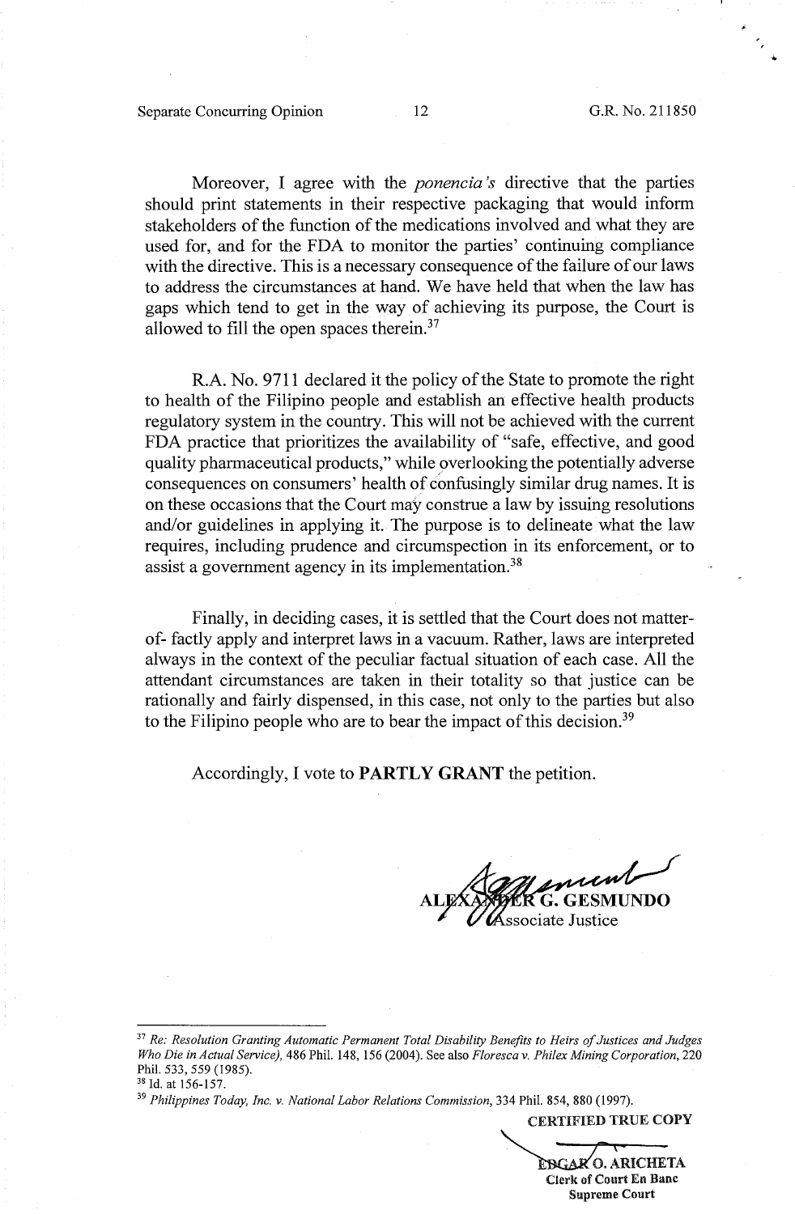Moreover, I agree with the *ponencia's* directive that the parties should print statements in their respective packaging that would inform stakeholders of the function of the medications involved and what they are used for, and for the FDA to monitor the parties' continuing compliance with the directive. This is a necessary consequence of the failure of our laws to address the circumstances at hand. We have held that when the law has gaps which tend to get in the way of achieving its purpose, the Court is allowed to fill the open spaces therein.[37]

R.A. No. 9711 declared it the policy of the State to promote the right to health of the Filipino people and establish an effective health products regulatory system in the country. This will not be achieved with the current FDA practice that prioritizes the availability of "safe, effective, and good quality pharmaceutical products," while overlooking the potentially adverse consequences on consumers' health of confusingly similar drug names. It is on these occasions that the Court may construe a law by issuing resolutions and/or guidelines in applying it. The purpose is to delineate what the law requires, including prudence and circumspection in its enforcement, or to assist a government agency in its implementation.[38]

Finally, in deciding cases, it is settled that the Court does not matter-of- factly apply and interpret laws in a vacuum. Rather, laws are interpreted always in the context of the peculiar factual situation of each case. All the attendant circumstances are taken in their totality so that justice can be rationally and fairly dispensed, in this case, not only to the parties but also to the Filipino people who are to bear the impact of this decision.[39]

Accordingly, I vote to **PARTLY GRANT** the petition.

**ALEXANDER G. GESMUNDO**
Associate Justice

---

[37] *Re: Resolution Granting Automatic Permanent Total Disability Benefits to Heirs of Justices and Judges Who Die in Actual Service),* 486 Phil. 148, 156 (2004). See also *Floresca v. Philex Mining Corporation,* 220 Phil. 533, 559 (1985).

[38] Id. at 156-157.

[39] *Philippines Today, Inc. v. National Labor Relations Commission,* 334 Phil. 854, 880 (1997).

CERTIFIED TRUE COPY

EDGAR O. ARICHETA
Clerk of Court En Banc
Supreme Court